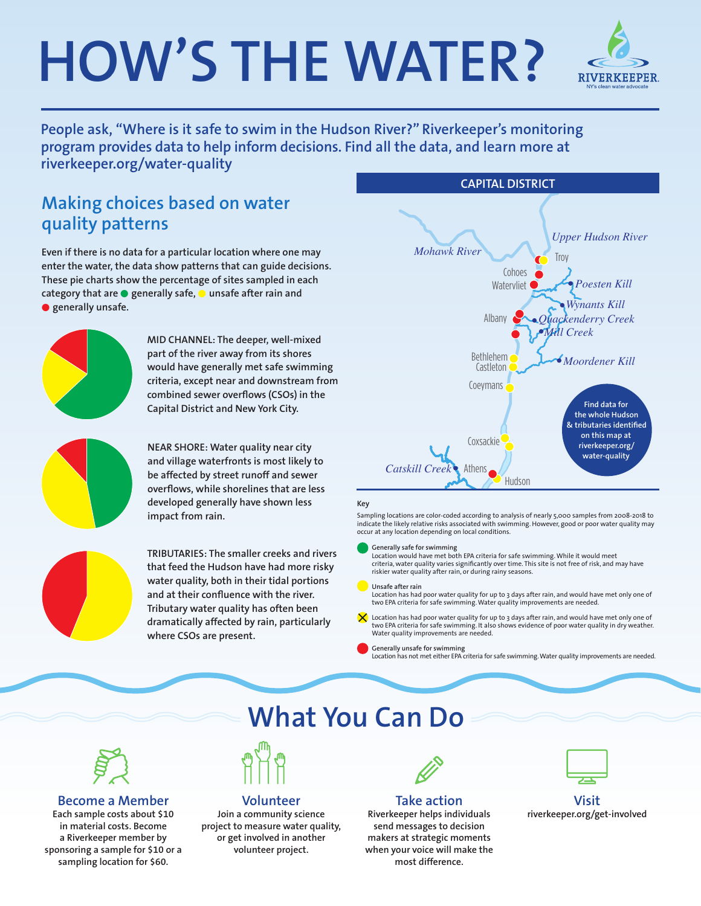# HOW'S THE WATER?

RIVERKEEPER. NY's clean water advocate

**People ask, "Where is it safe to swim in the Hudson River?" Riverkeeper's monitoring program provides data to help inform decisions. Find all the data, and learn more at riverkeeper.org/water-quality**

## Making choices based on water quality patterns

Even if there is no data for a particular location where one may enter the water, the data show patterns that can guide decisions. These pie charts show the percentage of sites sampled in each category that are ● generally safe, ● unsafe after rain and ● generally unsafe.

MID CHANNEL: The deeper, well-mixed part of the river away from its shores would have generally met safe swimming criteria, except near and downstream from combined sewer overflows (CSOs) in the Capital District and New York City.

NEAR SHORE: Water quality near city and village waterfronts is most likely to be affected by street runoff and sewer overflows, while shorelines that are less developed generally have shown less impact from rain.

TRIBUTARIES: The smaller creeks and rivers that feed the Hudson have had more risky water quality, both in their tidal portions and at their confluence with the river. Tributary water quality has often been dramatically affected by rain, particularly where CSOs are present.

### CAPITAL DISTRICT

*Upper Hudson River*, *Mohawk River*, Troy, Cohoes, Watervliet, *Poesten Kill*, *Wynants Kill*, Albany, *Quackenderry Creek*, *Mill Creek*, Bethlehem, Castleton, *Moordener Kill*, Coeymans, Coxsackie, *Catskill Creek*, Athens, Hudson

Find data for the whole Hudson & tributaries identified on this map at riverkeeper.org/water-quality

**Key**

Sampling locations are color-coded according to analysis of nearly 5,000 samples from 2008-2018 to indicate the likely relative risks associated with swimming. However, good or poor water quality may occur at any location depending on local conditions.

- ● **Generally safe for swimming** — Location would have met both EPA criteria for safe swimming. While it would meet criteria, water quality varies significantly over time. This site is not free of risk, and may have riskier water quality after rain, or during rainy seasons.
- ● **Unsafe after rain** — Location has had poor water quality for up to 3 days after rain, and would have met only one of two EPA criteria for safe swimming. Water quality improvements are needed.
- ⊗ Location has had poor water quality for up to 3 days after rain, and would have met only one of two EPA criteria for safe swimming. It also shows evidence of poor water quality in dry weather. Water quality improvements are needed.
- ● **Generally unsafe for swimming** — Location has not met either EPA criteria for safe swimming. Water quality improvements are needed.

## What You Can Do

### Become a Member

Each sample costs about $10 in material costs. Become a Riverkeeper member by sponsoring a sample for $10 or a sampling location for $60.

### Volunteer

Join a community science project to measure water quality, or get involved in another volunteer project.

### Take action

Riverkeeper helps individuals send messages to decision makers at strategic moments when your voice will make the most difference.

### Visit

riverkeeper.org/get-involved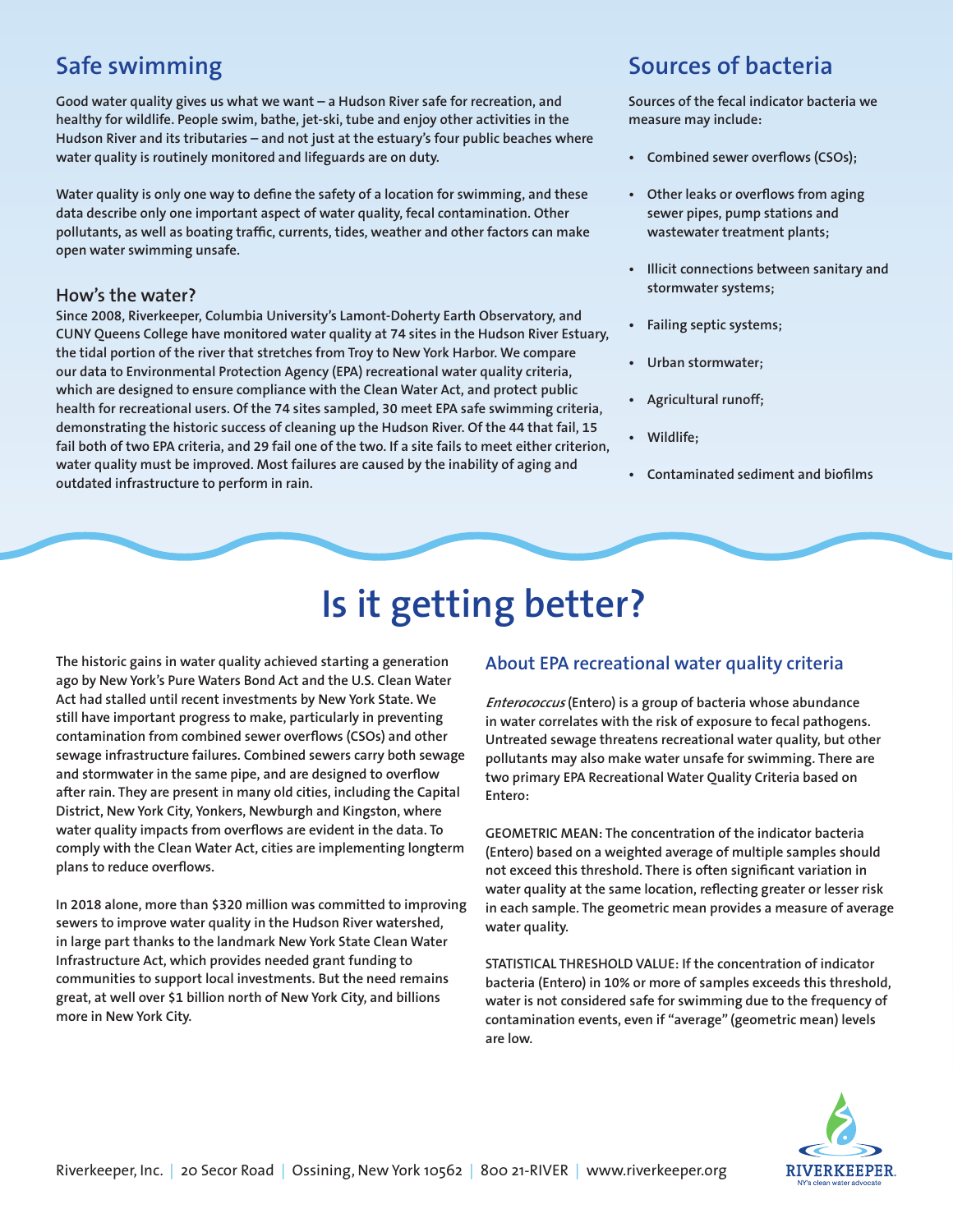## Safe swimming

Good water quality gives us what we want – a Hudson River safe for recreation, and healthy for wildlife. People swim, bathe, jet-ski, tube and enjoy other activities in the Hudson River and its tributaries – and not just at the estuary's four public beaches where water quality is routinely monitored and lifeguards are on duty.

Water quality is only one way to define the safety of a location for swimming, and these data describe only one important aspect of water quality, fecal contamination. Other pollutants, as well as boating traffic, currents, tides, weather and other factors can make open water swimming unsafe.

### How's the water?

Since 2008, Riverkeeper, Columbia University's Lamont-Doherty Earth Observatory, and CUNY Queens College have monitored water quality at 74 sites in the Hudson River Estuary, the tidal portion of the river that stretches from Troy to New York Harbor. We compare our data to Environmental Protection Agency (EPA) recreational water quality criteria, which are designed to ensure compliance with the Clean Water Act, and protect public health for recreational users. Of the 74 sites sampled, 30 meet EPA safe swimming criteria, demonstrating the historic success of cleaning up the Hudson River. Of the 44 that fail, 15 fail both of two EPA criteria, and 29 fail one of the two. If a site fails to meet either criterion, water quality must be improved. Most failures are caused by the inability of aging and outdated infrastructure to perform in rain.

## Sources of bacteria

Sources of the fecal indicator bacteria we measure may include:

- Combined sewer overflows (CSOs);
- Other leaks or overflows from aging sewer pipes, pump stations and wastewater treatment plants;
- Illicit connections between sanitary and stormwater systems;
- Failing septic systems;
- Urban stormwater;
- Agricultural runoff;
- Wildlife;
- Contaminated sediment and biofilms

# Is it getting better?

The historic gains in water quality achieved starting a generation ago by New York's Pure Waters Bond Act and the U.S. Clean Water Act had stalled until recent investments by New York State. We still have important progress to make, particularly in preventing contamination from combined sewer overflows (CSOs) and other sewage infrastructure failures. Combined sewers carry both sewage and stormwater in the same pipe, and are designed to overflow after rain. They are present in many old cities, including the Capital District, New York City, Yonkers, Newburgh and Kingston, where water quality impacts from overflows are evident in the data. To comply with the Clean Water Act, cities are implementing longterm plans to reduce overflows.

In 2018 alone, more than $320 million was committed to improving sewers to improve water quality in the Hudson River watershed, in large part thanks to the landmark New York State Clean Water Infrastructure Act, which provides needed grant funding to communities to support local investments. But the need remains great, at well over $1 billion north of New York City, and billions more in New York City.

## About EPA recreational water quality criteria

*Enterococcus* (Entero) is a group of bacteria whose abundance in water correlates with the risk of exposure to fecal pathogens. Untreated sewage threatens recreational water quality, but other pollutants may also make water unsafe for swimming. There are two primary EPA Recreational Water Quality Criteria based on Entero:

GEOMETRIC MEAN: The concentration of the indicator bacteria (Entero) based on a weighted average of multiple samples should not exceed this threshold. There is often significant variation in water quality at the same location, reflecting greater or lesser risk in each sample. The geometric mean provides a measure of average water quality.

STATISTICAL THRESHOLD VALUE: If the concentration of indicator bacteria (Entero) in 10% or more of samples exceeds this threshold, water is not considered safe for swimming due to the frequency of contamination events, even if "average" (geometric mean) levels are low.

Riverkeeper, Inc. | 20 Secor Road | Ossining, New York 10562 | 800 21-RIVER | www.riverkeeper.org

RIVERKEEPER. NY's clean water advocate